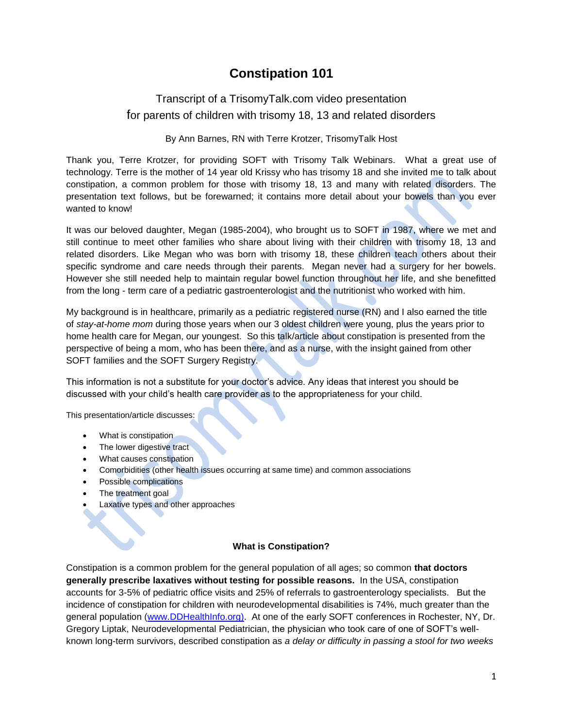# Constipation 101

Transcript of a TrisomyTalk.com video presentation
for parents of children with trisomy 18, 13 and related disorders

By Ann Barnes, RN with Terre Krotzer, TrisomyTalk Host

Thank you, Terre Krotzer, for providing SOFT with Trisomy Talk Webinars. What a great use of technology. Terre is the mother of 14 year old Krissy who has trisomy 18 and she invited me to talk about constipation, a common problem for those with trisomy 18, 13 and many with related disorders. The presentation text follows, but be forewarned; it contains more detail about your bowels than you ever wanted to know!

It was our beloved daughter, Megan (1985-2004), who brought us to SOFT in 1987, where we met and still continue to meet other families who share about living with their children with trisomy 18, 13 and related disorders. Like Megan who was born with trisomy 18, these children teach others about their specific syndrome and care needs through their parents. Megan never had a surgery for her bowels. However she still needed help to maintain regular bowel function throughout her life, and she benefitted from the long - term care of a pediatric gastroenterologist and the nutritionist who worked with him.

My background is in healthcare, primarily as a pediatric registered nurse (RN) and I also earned the title of *stay-at-home mom* during those years when our 3 oldest children were young, plus the years prior to home health care for Megan, our youngest. So this talk/article about constipation is presented from the perspective of being a mom, who has been there, and as a nurse, with the insight gained from other SOFT families and the SOFT Surgery Registry.

This information is not a substitute for your doctor's advice. Any ideas that interest you should be discussed with your child's health care provider as to the appropriateness for your child.

This presentation/article discusses:

- What is constipation
- The lower digestive tract
- What causes constipation
- Comorbidities (other health issues occurring at same time) and common associations
- Possible complications
- The treatment goal
- Laxative types and other approaches

#### What is Constipation?

Constipation is a common problem for the general population of all ages; so common **that doctors generally prescribe laxatives without testing for possible reasons.** In the USA, constipation accounts for 3-5% of pediatric office visits and 25% of referrals to gastroenterology specialists. But the incidence of constipation for children with neurodevelopmental disabilities is 74%, much greater than the general population ([www.DDHealthInfo.org)](www.DDHealthInfo.org). At one of the early SOFT conferences in Rochester, NY, Dr. Gregory Liptak, Neurodevelopmental Pediatrician, the physician who took care of one of SOFT's well-known long-term survivors, described constipation as *a delay or difficulty in passing a stool for two weeks*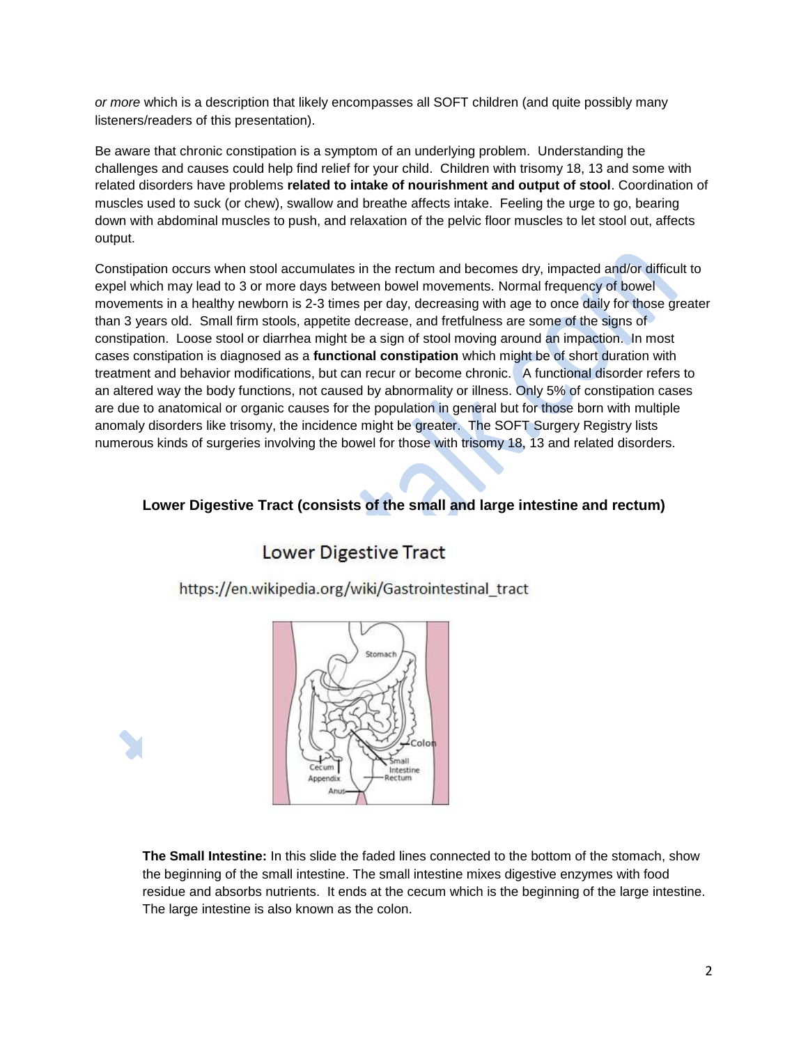*or more* which is a description that likely encompasses all SOFT children (and quite possibly many listeners/readers of this presentation).

Be aware that chronic constipation is a symptom of an underlying problem. Understanding the challenges and causes could help find relief for your child. Children with trisomy 18, 13 and some with related disorders have problems **related to intake of nourishment and output of stool**. Coordination of muscles used to suck (or chew), swallow and breathe affects intake. Feeling the urge to go, bearing down with abdominal muscles to push, and relaxation of the pelvic floor muscles to let stool out, affects output.

Constipation occurs when stool accumulates in the rectum and becomes dry, impacted and/or difficult to expel which may lead to 3 or more days between bowel movements. Normal frequency of bowel movements in a healthy newborn is 2-3 times per day, decreasing with age to once daily for those greater than 3 years old. Small firm stools, appetite decrease, and fretfulness are some of the signs of constipation. Loose stool or diarrhea might be a sign of stool moving around an impaction. In most cases constipation is diagnosed as a **functional constipation** which might be of short duration with treatment and behavior modifications, but can recur or become chronic. A functional disorder refers to an altered way the body functions, not caused by abnormality or illness. Only 5% of constipation cases are due to anatomical or organic causes for the population in general but for those born with multiple anomaly disorders like trisomy, the incidence might be greater. The SOFT Surgery Registry lists numerous kinds of surgeries involving the bowel for those with trisomy 18, 13 and related disorders.

**Lower Digestive Tract (consists of the small and large intestine and rectum)**

Lower Digestive Tract

https://en.wikipedia.org/wiki/Gastrointestinal_tract

**The Small Intestine:** In this slide the faded lines connected to the bottom of the stomach, show the beginning of the small intestine. The small intestine mixes digestive enzymes with food residue and absorbs nutrients. It ends at the cecum which is the beginning of the large intestine. The large intestine is also known as the colon.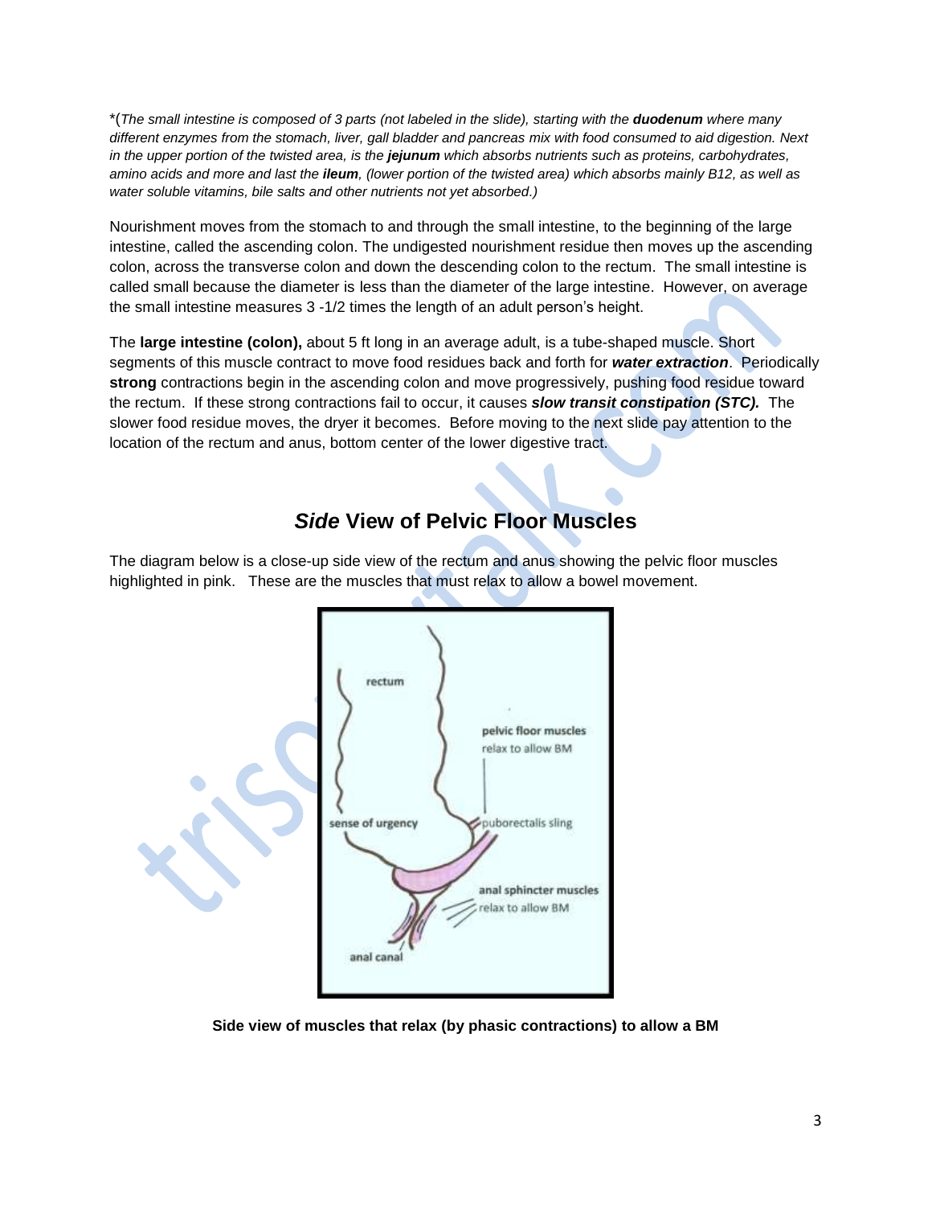*(*The small intestine is composed of 3 parts (not labeled in the slide), starting with the **duodenum** where many different enzymes from the stomach, liver, gall bladder and pancreas mix with food consumed to aid digestion. Next in the upper portion of the twisted area, is the **jejunum** which absorbs nutrients such as proteins, carbohydrates, amino acids and more and last the **ileum**, (lower portion of the twisted area) which absorbs mainly B12, as well as water soluble vitamins, bile salts and other nutrients not yet absorbed.)*

Nourishment moves from the stomach to and through the small intestine, to the beginning of the large intestine, called the ascending colon. The undigested nourishment residue then moves up the ascending colon, across the transverse colon and down the descending colon to the rectum. The small intestine is called small because the diameter is less than the diameter of the large intestine. However, on average the small intestine measures 3 -1/2 times the length of an adult person's height.

The **large intestine (colon),** about 5 ft long in an average adult, is a tube-shaped muscle. Short segments of this muscle contract to move food residues back and forth for ***water extraction***. Periodically **strong** contractions begin in the ascending colon and move progressively, pushing food residue toward the rectum. If these strong contractions fail to occur, it causes ***slow transit constipation (STC).*** The slower food residue moves, the dryer it becomes. Before moving to the next slide pay attention to the location of the rectum and anus, bottom center of the lower digestive tract.

## *Side* View of Pelvic Floor Muscles

The diagram below is a close-up side view of the rectum and anus showing the pelvic floor muscles highlighted in pink. These are the muscles that must relax to allow a bowel movement.

**Side view of muscles that relax (by phasic contractions) to allow a BM**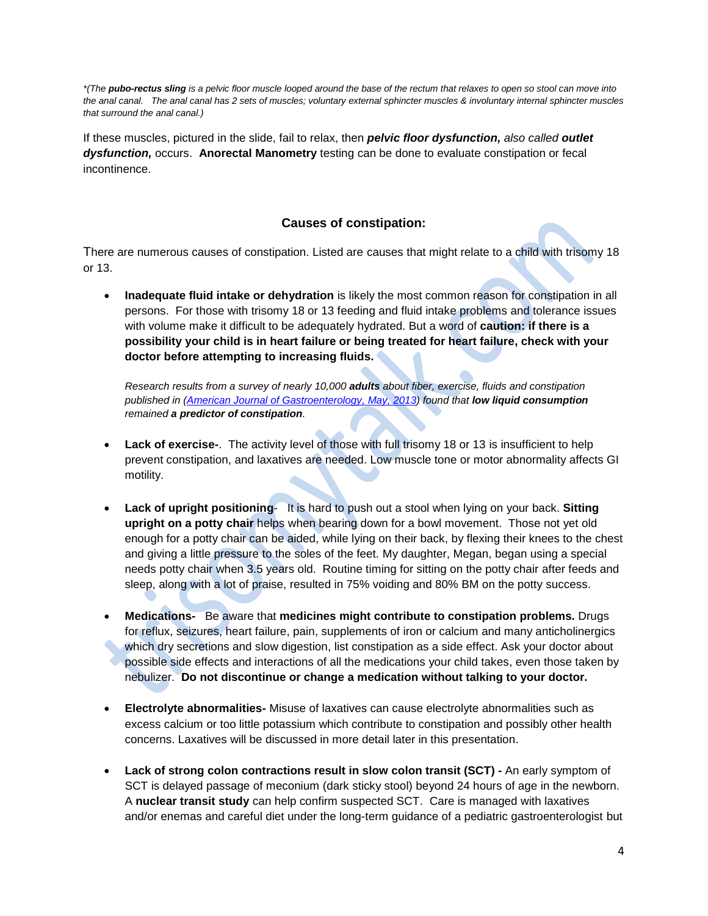*(The **pubo-rectus sling** is a pelvic floor muscle looped around the base of the rectum that relaxes to open so stool can move into the anal canal. The anal canal has 2 sets of muscles; voluntary external sphincter muscles & involuntary internal sphincter muscles that surround the anal canal.)*

If these muscles, pictured in the slide, fail to relax, then ***pelvic floor dysfunction,*** *also called* ***outlet dysfunction,*** occurs. **Anorectal Manometry** testing can be done to evaluate constipation or fecal incontinence.

## Causes of constipation:

There are numerous causes of constipation. Listed are causes that might relate to a child with trisomy 18 or 13.

- **Inadequate fluid intake or dehydration** is likely the most common reason for constipation in all persons. For those with trisomy 18 or 13 feeding and fluid intake problems and tolerance issues with volume make it difficult to be adequately hydrated. But a word of **caution: if there is a possibility your child is in heart failure or being treated for heart failure, check with your doctor before attempting to increasing fluids.**

  *Research results from a survey of nearly 10,000* ***adults*** *about fiber, exercise, fluids and constipation published in (*[*American Journal of Gastroenterology, May, 2013*]*) found that* ***low liquid consumption*** *remained* ***a predictor of constipation****.*

- **Lack of exercise-**. The activity level of those with full trisomy 18 or 13 is insufficient to help prevent constipation, and laxatives are needed. Low muscle tone or motor abnormality affects GI motility.

- **Lack of upright positioning**- It is hard to push out a stool when lying on your back. **Sitting upright on a potty chair** helps when bearing down for a bowl movement. Those not yet old enough for a potty chair can be aided, while lying on their back, by flexing their knees to the chest and giving a little pressure to the soles of the feet. My daughter, Megan, began using a special needs potty chair when 3.5 years old. Routine timing for sitting on the potty chair after feeds and sleep, along with a lot of praise, resulted in 75% voiding and 80% BM on the potty success.

- **Medications-** Be aware that **medicines might contribute to constipation problems.** Drugs for reflux, seizures, heart failure, pain, supplements of iron or calcium and many anticholinergics which dry secretions and slow digestion, list constipation as a side effect. Ask your doctor about possible side effects and interactions of all the medications your child takes, even those taken by nebulizer. **Do not discontinue or change a medication without talking to your doctor.**

- **Electrolyte abnormalities-** Misuse of laxatives can cause electrolyte abnormalities such as excess calcium or too little potassium which contribute to constipation and possibly other health concerns. Laxatives will be discussed in more detail later in this presentation.

- **Lack of strong colon contractions result in slow colon transit (SCT) -** An early symptom of SCT is delayed passage of meconium (dark sticky stool) beyond 24 hours of age in the newborn. A **nuclear transit study** can help confirm suspected SCT. Care is managed with laxatives and/or enemas and careful diet under the long-term guidance of a pediatric gastroenterologist but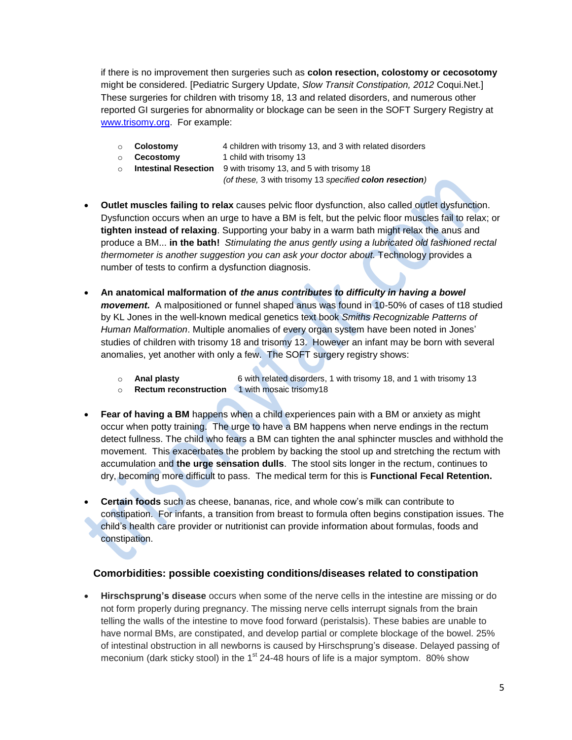if there is no improvement then surgeries such as **colon resection, colostomy or cecosotomy** might be considered. [Pediatric Surgery Update, *Slow Transit Constipation, 2012* Coqui.Net.] These surgeries for children with trisomy 18, 13 and related disorders, and numerous other reported GI surgeries for abnormality or blockage can be seen in the SOFT Surgery Registry at [www.trisomy.org](http://www.trisomy.org). For example:

- **Colostomy** 4 children with trisomy 13, and 3 with related disorders
- **Cecostomy** 1 child with trisomy 13
- **Intestinal Resection** 9 with trisomy 13, and 5 with trisomy 18
  *(of these,* 3 with trisomy 13 *specified* ***colon resection****)*

- **Outlet muscles failing to relax** causes pelvic floor dysfunction, also called outlet dysfunction. Dysfunction occurs when an urge to have a BM is felt, but the pelvic floor muscles fail to relax; or **tighten instead of relaxing**. Supporting your baby in a warm bath might relax the anus and produce a BM... **in the bath!** *Stimulating the anus gently using a lubricated old fashioned rectal thermometer is another suggestion you can ask your doctor about.* Technology provides a number of tests to confirm a dysfunction diagnosis.

- **An anatomical malformation of *the anus contributes to difficulty in having a bowel movement.*** A malpositioned or funnel shaped anus was found in 10-50% of cases of t18 studied by KL Jones in the well-known medical genetics text book *Smiths Recognizable Patterns of Human Malformation*. Multiple anomalies of every organ system have been noted in Jones' studies of children with trisomy 18 and trisomy 13. However an infant may be born with several anomalies, yet another with only a few. The SOFT surgery registry shows:
  - **Anal plasty** 6 with related disorders, 1 with trisomy 18, and 1 with trisomy 13
  - **Rectum reconstruction** 1 with mosaic trisomy18

- **Fear of having a BM** happens when a child experiences pain with a BM or anxiety as might occur when potty training. The urge to have a BM happens when nerve endings in the rectum detect fullness. The child who fears a BM can tighten the anal sphincter muscles and withhold the movement. This exacerbates the problem by backing the stool up and stretching the rectum with accumulation and **the urge sensation dulls**. The stool sits longer in the rectum, continues to dry, becoming more difficult to pass. The medical term for this is **Functional Fecal Retention.**

- **Certain foods** such as cheese, bananas, rice, and whole cow's milk can contribute to constipation. For infants, a transition from breast to formula often begins constipation issues. The child's health care provider or nutritionist can provide information about formulas, foods and constipation.

## Comorbidities: possible coexisting conditions/diseases related to constipation

- **Hirschsprung's disease** occurs when some of the nerve cells in the intestine are missing or do not form properly during pregnancy. The missing nerve cells interrupt signals from the brain telling the walls of the intestine to move food forward (peristalsis). These babies are unable to have normal BMs, are constipated, and develop partial or complete blockage of the bowel. 25% of intestinal obstruction in all newborns is caused by Hirschsprung's disease. Delayed passing of meconium (dark sticky stool) in the 1st 24-48 hours of life is a major symptom. 80% show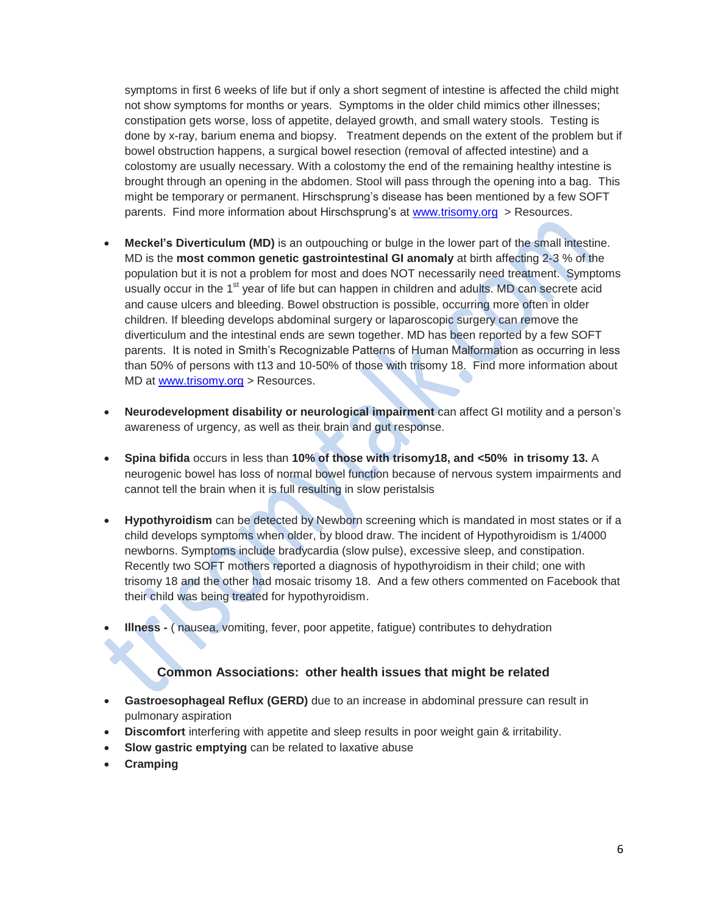symptoms in first 6 weeks of life but if only a short segment of intestine is affected the child might not show symptoms for months or years. Symptoms in the older child mimics other illnesses; constipation gets worse, loss of appetite, delayed growth, and small watery stools. Testing is done by x-ray, barium enema and biopsy. Treatment depends on the extent of the problem but if bowel obstruction happens, a surgical bowel resection (removal of affected intestine) and a colostomy are usually necessary. With a colostomy the end of the remaining healthy intestine is brought through an opening in the abdomen. Stool will pass through the opening into a bag. This might be temporary or permanent. Hirschsprung's disease has been mentioned by a few SOFT parents. Find more information about Hirschsprung's at www.trisomy.org > Resources.

- **Meckel's Diverticulum (MD)** is an outpouching or bulge in the lower part of the small intestine. MD is the **most common genetic gastrointestinal GI anomaly** at birth affecting 2-3 % of the population but it is not a problem for most and does NOT necessarily need treatment. Symptoms usually occur in the 1st year of life but can happen in children and adults. MD can secrete acid and cause ulcers and bleeding. Bowel obstruction is possible, occurring more often in older children. If bleeding develops abdominal surgery or laparoscopic surgery can remove the diverticulum and the intestinal ends are sewn together. MD has been reported by a few SOFT parents. It is noted in Smith's Recognizable Patterns of Human Malformation as occurring in less than 50% of persons with t13 and 10-50% of those with trisomy 18. Find more information about MD at www.trisomy.org > Resources.

- **Neurodevelopment disability or neurological impairment** can affect GI motility and a person's awareness of urgency, as well as their brain and gut response.

- **Spina bifida** occurs in less than **10% of those with trisomy18, and <50% in trisomy 13.** A neurogenic bowel has loss of normal bowel function because of nervous system impairments and cannot tell the brain when it is full resulting in slow peristalsis

- **Hypothyroidism** can be detected by Newborn screening which is mandated in most states or if a child develops symptoms when older, by blood draw. The incident of Hypothyroidism is 1/4000 newborns. Symptoms include bradycardia (slow pulse), excessive sleep, and constipation. Recently two SOFT mothers reported a diagnosis of hypothyroidism in their child; one with trisomy 18 and the other had mosaic trisomy 18. And a few others commented on Facebook that their child was being treated for hypothyroidism.

- **Illness -** ( nausea, vomiting, fever, poor appetite, fatigue) contributes to dehydration

## Common Associations: other health issues that might be related

- **Gastroesophageal Reflux (GERD)** due to an increase in abdominal pressure can result in pulmonary aspiration
- **Discomfort** interfering with appetite and sleep results in poor weight gain & irritability.
- **Slow gastric emptying** can be related to laxative abuse
- **Cramping**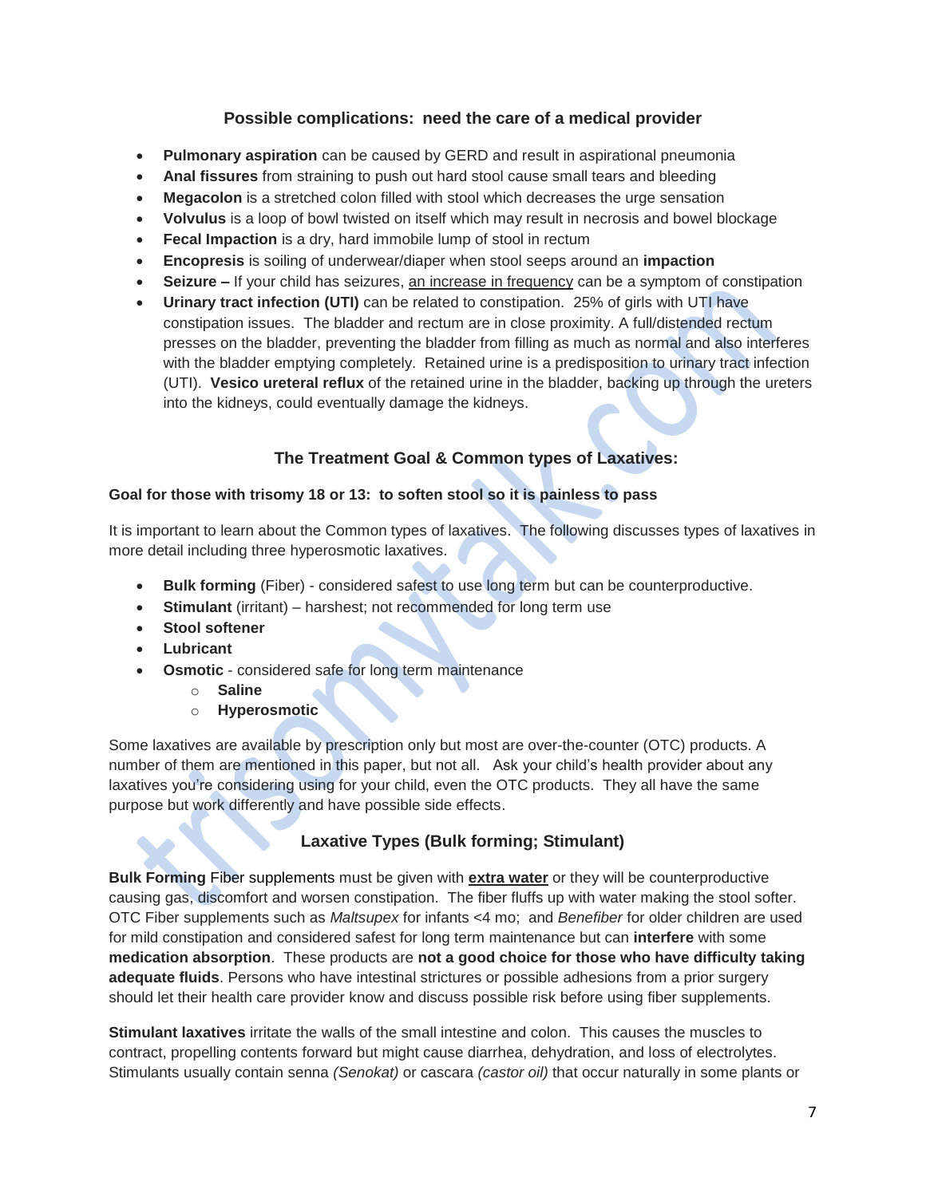## Possible complications: need the care of a medical provider

- **Pulmonary aspiration** can be caused by GERD and result in aspirational pneumonia
- **Anal fissures** from straining to push out hard stool cause small tears and bleeding
- **Megacolon** is a stretched colon filled with stool which decreases the urge sensation
- **Volvulus** is a loop of bowl twisted on itself which may result in necrosis and bowel blockage
- **Fecal Impaction** is a dry, hard immobile lump of stool in rectum
- **Encopresis** is soiling of underwear/diaper when stool seeps around an **impaction**
- **Seizure –** If your child has seizures, an increase in frequency can be a symptom of constipation
- **Urinary tract infection (UTI)** can be related to constipation. 25% of girls with UTI have constipation issues. The bladder and rectum are in close proximity. A full/distended rectum presses on the bladder, preventing the bladder from filling as much as normal and also interferes with the bladder emptying completely. Retained urine is a predisposition to urinary tract infection (UTI). **Vesico ureteral reflux** of the retained urine in the bladder, backing up through the ureters into the kidneys, could eventually damage the kidneys.

## The Treatment Goal & Common types of Laxatives:

**Goal for those with trisomy 18 or 13: to soften stool so it is painless to pass**

It is important to learn about the Common types of laxatives. The following discusses types of laxatives in more detail including three hyperosmotic laxatives.

- **Bulk forming** (Fiber) - considered safest to use long term but can be counterproductive.
- **Stimulant** (irritant) – harshest; not recommended for long term use
- **Stool softener**
- **Lubricant**
- **Osmotic** - considered safe for long term maintenance
  - **Saline**
  - **Hyperosmotic**

Some laxatives are available by prescription only but most are over-the-counter (OTC) products. A number of them are mentioned in this paper, but not all. Ask your child's health provider about any laxatives you're considering using for your child, even the OTC products. They all have the same purpose but work differently and have possible side effects.

## Laxative Types (Bulk forming; Stimulant)

**Bulk Forming** Fiber supplements must be given with **extra water** or they will be counterproductive causing gas, discomfort and worsen constipation. The fiber fluffs up with water making the stool softer. OTC Fiber supplements such as *Maltsupex* for infants <4 mo; and *Benefiber* for older children are used for mild constipation and considered safest for long term maintenance but can **interfere** with some **medication absorption**. These products are **not a good choice for those who have difficulty taking adequate fluids**. Persons who have intestinal strictures or possible adhesions from a prior surgery should let their health care provider know and discuss possible risk before using fiber supplements.

**Stimulant laxatives** irritate the walls of the small intestine and colon. This causes the muscles to contract, propelling contents forward but might cause diarrhea, dehydration, and loss of electrolytes. Stimulants usually contain senna *(Senokat)* or cascara *(castor oil)* that occur naturally in some plants or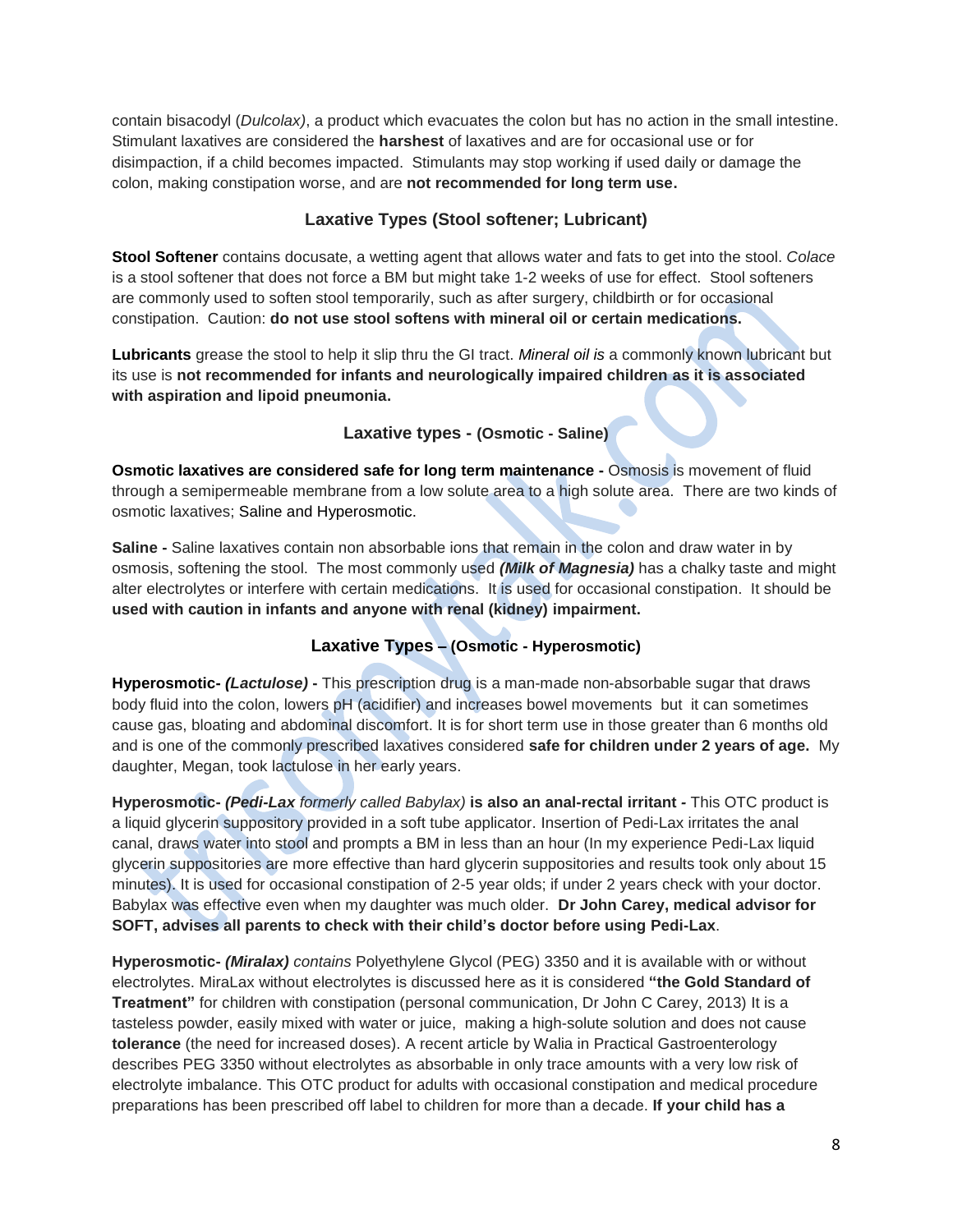contain bisacodyl (*Dulcolax)*, a product which evacuates the colon but has no action in the small intestine. Stimulant laxatives are considered the **harshest** of laxatives and are for occasional use or for disimpaction, if a child becomes impacted. Stimulants may stop working if used daily or damage the colon, making constipation worse, and are **not recommended for long term use.**

### Laxative Types (Stool softener; Lubricant)

**Stool Softener** contains docusate, a wetting agent that allows water and fats to get into the stool. *Colace* is a stool softener that does not force a BM but might take 1-2 weeks of use for effect. Stool softeners are commonly used to soften stool temporarily, such as after surgery, childbirth or for occasional constipation. Caution: **do not use stool softens with mineral oil or certain medications.**

**Lubricants** grease the stool to help it slip thru the GI tract. *Mineral oil is* a commonly known lubricant but its use is **not recommended for infants and neurologically impaired children as it is associated with aspiration and lipoid pneumonia.**

### Laxative types - (Osmotic - Saline)

**Osmotic laxatives are considered safe for long term maintenance -** Osmosis is movement of fluid through a semipermeable membrane from a low solute area to a high solute area. There are two kinds of osmotic laxatives; Saline and Hyperosmotic.

**Saline -** Saline laxatives contain non absorbable ions that remain in the colon and draw water in by osmosis, softening the stool. The most commonly used ***(Milk of Magnesia)*** has a chalky taste and might alter electrolytes or interfere with certain medications. It is used for occasional constipation. It should be **used with caution in infants and anyone with renal (kidney) impairment.**

### Laxative Types – (Osmotic - Hyperosmotic)

**Hyperosmotic- *(Lactulose)* -** This prescription drug is a man-made non-absorbable sugar that draws body fluid into the colon, lowers pH (acidifier) and increases bowel movements but it can sometimes cause gas, bloating and abdominal discomfort. It is for short term use in those greater than 6 months old and is one of the commonly prescribed laxatives considered **safe for children under 2 years of age.** My daughter, Megan, took lactulose in her early years.

**Hyperosmotic- *(Pedi-Lax** formerly called Babylax)* **is also an anal-rectal irritant -** This OTC product is a liquid glycerin suppository provided in a soft tube applicator. Insertion of Pedi-Lax irritates the anal canal, draws water into stool and prompts a BM in less than an hour (In my experience Pedi-Lax liquid glycerin suppositories are more effective than hard glycerin suppositories and results took only about 15 minutes). It is used for occasional constipation of 2-5 year olds; if under 2 years check with your doctor. Babylax was effective even when my daughter was much older. **Dr John Carey, medical advisor for SOFT, advises all parents to check with their child's doctor before using Pedi-Lax**.

**Hyperosmotic- *(Miralax)*** *contains* Polyethylene Glycol (PEG) 3350 and it is available with or without electrolytes. MiraLax without electrolytes is discussed here as it is considered **"the Gold Standard of Treatment"** for children with constipation (personal communication, Dr John C Carey, 2013) It is a tasteless powder, easily mixed with water or juice, making a high-solute solution and does not cause **tolerance** (the need for increased doses). A recent article by Walia in Practical Gastroenterology describes PEG 3350 without electrolytes as absorbable in only trace amounts with a very low risk of electrolyte imbalance. This OTC product for adults with occasional constipation and medical procedure preparations has been prescribed off label to children for more than a decade. **If your child has a**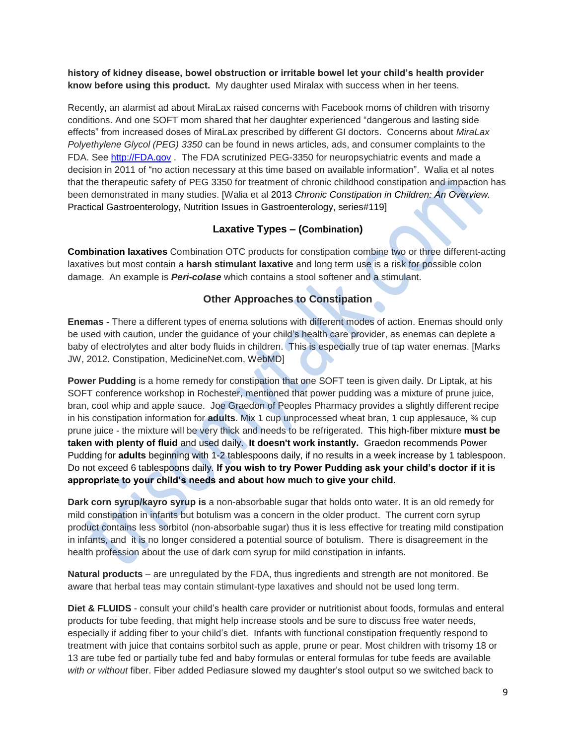**history of kidney disease, bowel obstruction or irritable bowel let your child's health provider know before using this product.** My daughter used Miralax with success when in her teens.

Recently, an alarmist ad about MiraLax raised concerns with Facebook moms of children with trisomy conditions. And one SOFT mom shared that her daughter experienced "dangerous and lasting side effects" from increased doses of MiraLax prescribed by different GI doctors. Concerns about *MiraLax Polyethylene Glycol (PEG) 3350* can be found in news articles, ads, and consumer complaints to the FDA. See http://FDA.gov . The FDA scrutinized PEG-3350 for neuropsychiatric events and made a decision in 2011 of "no action necessary at this time based on available information". Walia et al notes that the therapeutic safety of PEG 3350 for treatment of chronic childhood constipation and impaction has been demonstrated in many studies. [Walia et al 2013 *Chronic Constipation in Children: An Overview*. Practical Gastroenterology, Nutrition Issues in Gastroenterology, series#119]

## Laxative Types – (Combination)

**Combination laxatives** Combination OTC products for constipation combine two or three different-acting laxatives but most contain a **harsh stimulant laxative** and long term use is a risk for possible colon damage. An example is ***Peri-colase*** which contains a stool softener and a stimulant.

## Other Approaches to Constipation

**Enemas -** There a different types of enema solutions with different modes of action. Enemas should only be used with caution, under the guidance of your child's health care provider, as enemas can deplete a baby of electrolytes and alter body fluids in children. This is especially true of tap water enemas. [Marks JW, 2012. Constipation, MedicineNet.com, WebMD]

**Power Pudding** is a home remedy for constipation that one SOFT teen is given daily. Dr Liptak, at his SOFT conference workshop in Rochester, mentioned that power pudding was a mixture of prune juice, bran, cool whip and apple sauce. Joe Graedon of Peoples Pharmacy provides a slightly different recipe in his constipation information for **adults**. Mix 1 cup unprocessed wheat bran, 1 cup applesauce, ¾ cup prune juice - the mixture will be very thick and needs to be refrigerated. This high-fiber mixture **must be taken with plenty of fluid** and used daily. **It doesn't work instantly.** Graedon recommends Power Pudding for **adults** beginning with 1-2 tablespoons daily, if no results in a week increase by 1 tablespoon. Do not exceed 6 tablespoons daily. **If you wish to try Power Pudding ask your child's doctor if it is appropriate to your child's needs and about how much to give your child.**

**Dark corn syrup/kayro syrup is** a non-absorbable sugar that holds onto water. It is an old remedy for mild constipation in infants but botulism was a concern in the older product. The current corn syrup product contains less sorbitol (non-absorbable sugar) thus it is less effective for treating mild constipation in infants, and it is no longer considered a potential source of botulism. There is disagreement in the health profession about the use of dark corn syrup for mild constipation in infants.

**Natural products** – are unregulated by the FDA, thus ingredients and strength are not monitored. Be aware that herbal teas may contain stimulant-type laxatives and should not be used long term.

**Diet & FLUIDS** - consult your child's health care provider or nutritionist about foods, formulas and enteral products for tube feeding, that might help increase stools and be sure to discuss free water needs, especially if adding fiber to your child's diet. Infants with functional constipation frequently respond to treatment with juice that contains sorbitol such as apple, prune or pear. Most children with trisomy 18 or 13 are tube fed or partially tube fed and baby formulas or enteral formulas for tube feeds are available *with or without* fiber. Fiber added Pediasure slowed my daughter's stool output so we switched back to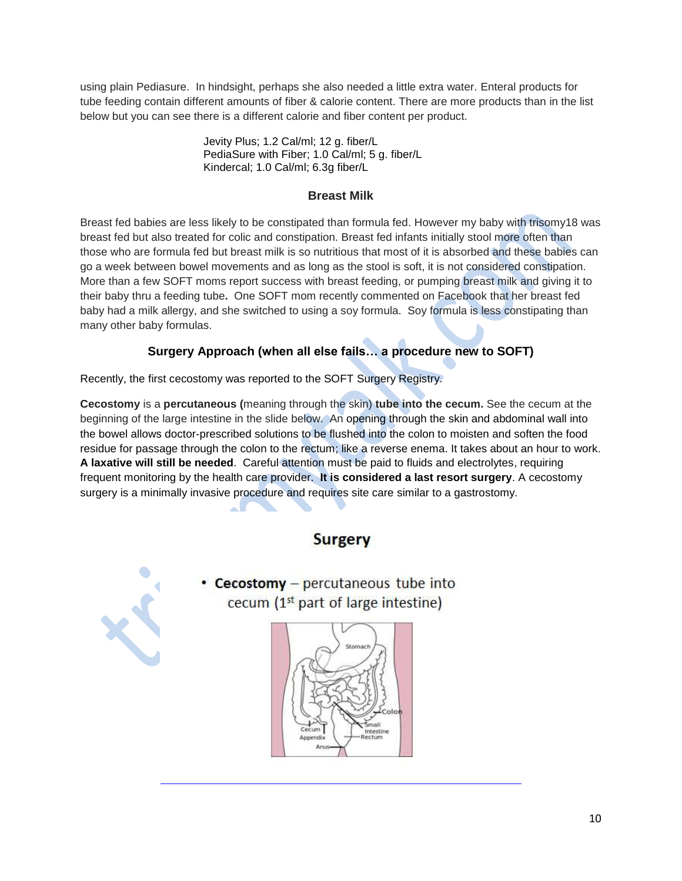using plain Pediasure. In hindsight, perhaps she also needed a little extra water. Enteral products for tube feeding contain different amounts of fiber & calorie content. There are more products than in the list below but you can see there is a different calorie and fiber content per product.

Jevity Plus; 1.2 Cal/ml; 12 g. fiber/L
PediaSure with Fiber; 1.0 Cal/ml; 5 g. fiber/L
Kindercal; 1.0 Cal/ml; 6.3g fiber/L

### Breast Milk

Breast fed babies are less likely to be constipated than formula fed. However my baby with trisomy18 was breast fed but also treated for colic and constipation. Breast fed infants initially stool more often than those who are formula fed but breast milk is so nutritious that most of it is absorbed and these babies can go a week between bowel movements and as long as the stool is soft, it is not considered constipation. More than a few SOFT moms report success with breast feeding, or pumping breast milk and giving it to their baby thru a feeding tube**.** One SOFT mom recently commented on Facebook that her breast fed baby had a milk allergy, and she switched to using a soy formula. Soy formula is less constipating than many other baby formulas.

### Surgery Approach (when all else fails… a procedure new to SOFT)

Recently, the first cecostomy was reported to the SOFT Surgery Registry.

**Cecostomy** is a **percutaneous (**meaning through the skin) **tube into the cecum.** See the cecum at the beginning of the large intestine in the slide below. An opening through the skin and abdominal wall into the bowel allows doctor-prescribed solutions to be flushed into the colon to moisten and soften the food residue for passage through the colon to the rectum; like a reverse enema. It takes about an hour to work. **A laxative will still be needed**. Careful attention must be paid to fluids and electrolytes, requiring frequent monitoring by the health care provider. **It is considered a last resort surgery**. A cecostomy surgery is a minimally invasive procedure and requires site care similar to a gastrostomy.

**Surgery**

- **Cecostomy** – percutaneous tube into cecum (1st part of large intestine)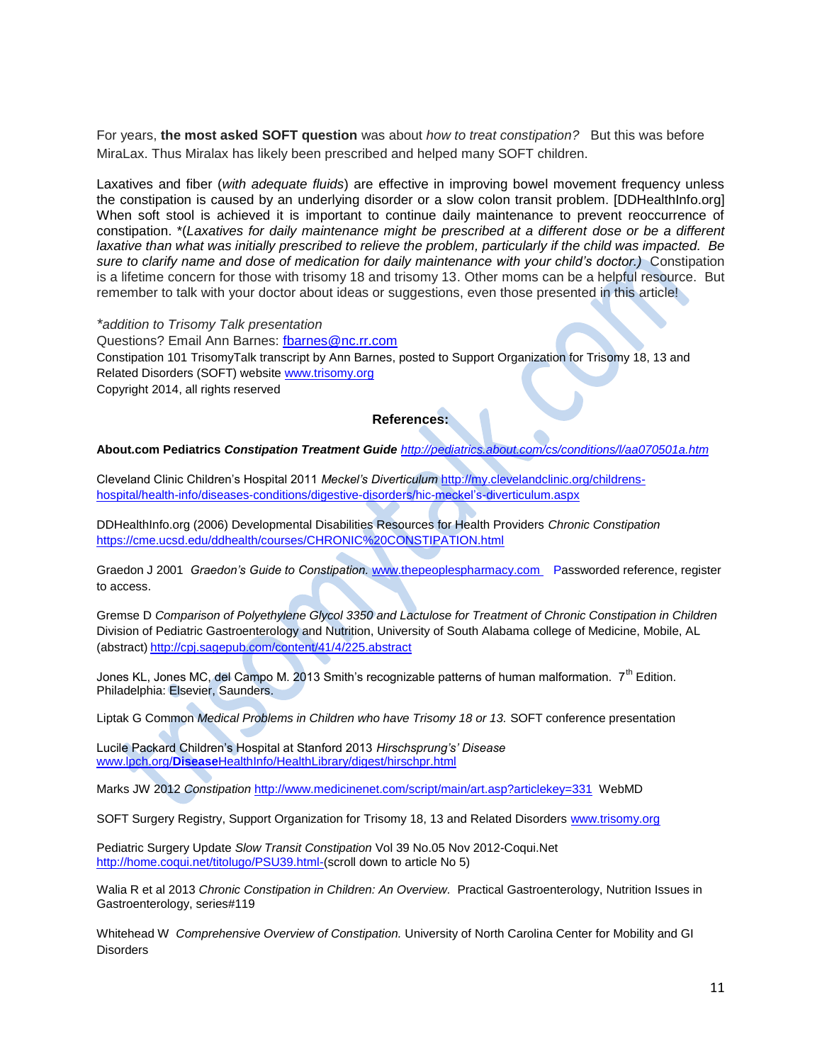For years, **the most asked SOFT question** was about *how to treat constipation?* But this was before MiraLax. Thus Miralax has likely been prescribed and helped many SOFT children.

Laxatives and fiber (*with adequate fluids*) are effective in improving bowel movement frequency unless the constipation is caused by an underlying disorder or a slow colon transit problem. [DDHealthInfo.org] When soft stool is achieved it is important to continue daily maintenance to prevent reoccurrence of constipation. *(*Laxatives for daily maintenance might be prescribed at a different dose or be a different laxative than what was initially prescribed to relieve the problem, particularly if the child was impacted. Be sure to clarify name and dose of medication for daily maintenance with your child's doctor.)* Constipation is a lifetime concern for those with trisomy 18 and trisomy 13. Other moms can be a helpful resource. But remember to talk with your doctor about ideas or suggestions, even those presented in this article!

**addition to Trisomy Talk presentation*

Questions? Email Ann Barnes: fbarnes@nc.rr.com

Constipation 101 TrisomyTalk transcript by Ann Barnes, posted to Support Organization for Trisomy 18, 13 and Related Disorders (SOFT) website www.trisomy.org

Copyright 2014, all rights reserved

## References:

**About.com Pediatrics *Constipation Treatment Guide*** *http://pediatrics.about.com/cs/conditions/l/aa070501a.htm*

Cleveland Clinic Children's Hospital 2011 *Meckel's Diverticulum* http://my.clevelandclinic.org/childrens-hospital/health-info/diseases-conditions/digestive-disorders/hic-meckel's-diverticulum.aspx

DDHealthInfo.org (2006) Developmental Disabilities Resources for Health Providers *Chronic Constipation* https://cme.ucsd.edu/ddhealth/courses/CHRONIC%20CONSTIPATION.html

Graedon J 2001 *Graedon's Guide to Constipation.* www.thepeoplespharmacy.com Passworded reference, register to access.

Gremse D *Comparison of Polyethylene Glycol 3350 and Lactulose for Treatment of Chronic Constipation in Children* Division of Pediatric Gastroenterology and Nutrition, University of South Alabama college of Medicine, Mobile, AL (abstract) http://cpj.sagepub.com/content/41/4/225.abstract

Jones KL, Jones MC, del Campo M. 2013 Smith's recognizable patterns of human malformation. 7th Edition. Philadelphia: Elsevier, Saunders.

Liptak G Common *Medical Problems in Children who have Trisomy 18 or 13.* SOFT conference presentation

Lucile Packard Children's Hospital at Stanford 2013 *Hirschsprung's' Disease* www.lpch.org/**Disease**HealthInfo/HealthLibrary/digest/hirschpr.html

Marks JW 2012 *Constipation* http://www.medicinenet.com/script/main/art.asp?articlekey=331 WebMD

SOFT Surgery Registry, Support Organization for Trisomy 18, 13 and Related Disorders www.trisomy.org

Pediatric Surgery Update *Slow Transit Constipation* Vol 39 No.05 Nov 2012-Coqui.Net http://home.coqui.net/titolugo/PSU39.html-(scroll down to article No 5)

Walia R et al 2013 *Chronic Constipation in Children: An Overview.* Practical Gastroenterology, Nutrition Issues in Gastroenterology, series#119

Whitehead W *Comprehensive Overview of Constipation.* University of North Carolina Center for Mobility and GI Disorders